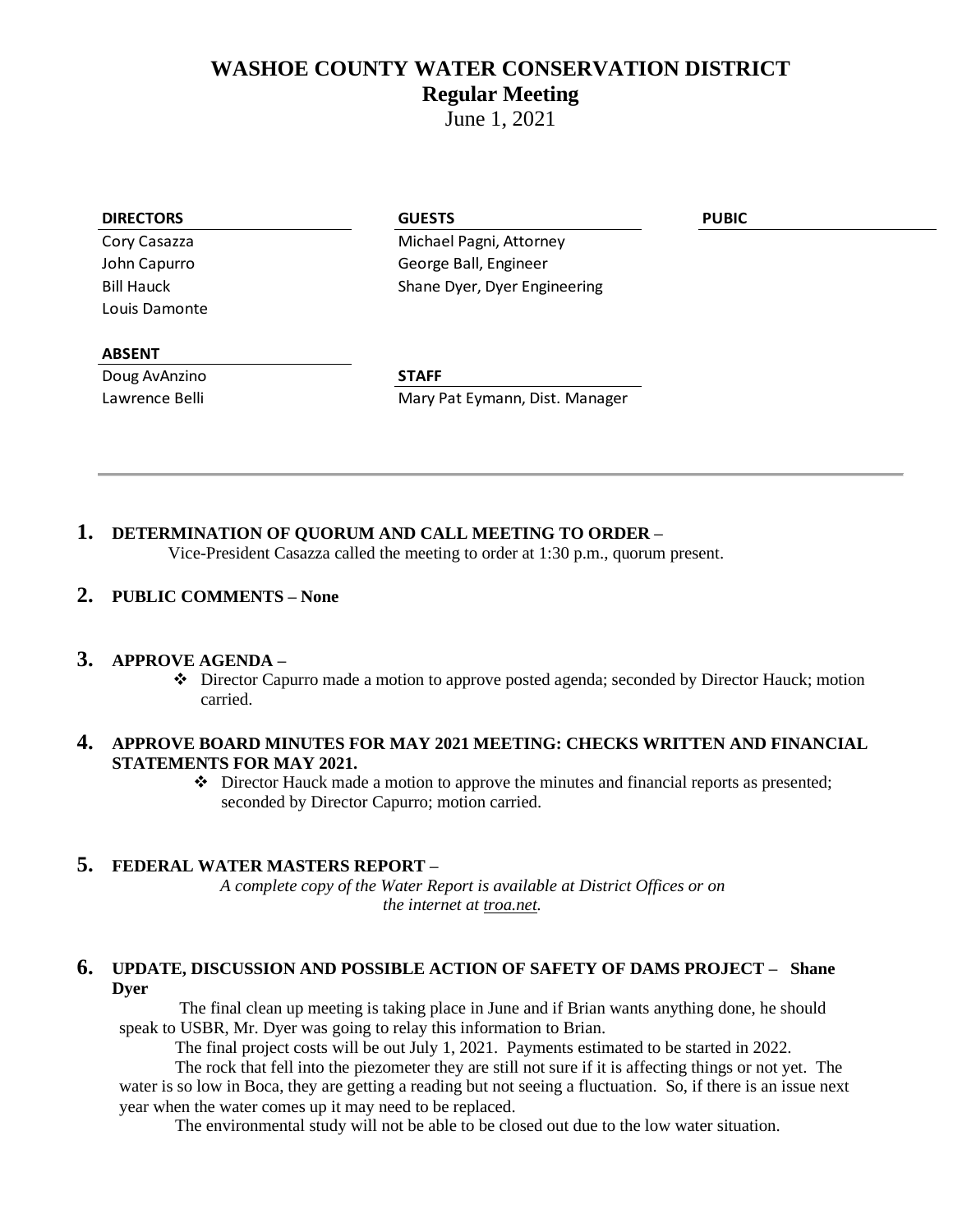# WASHOE COUNTY WATER CONSERVATION DISTRICT

## Regular Meeting

June 1, 2021

| DIRECTORS | GUESTS | PUBIC |
|---|---|---|
| Cory Casazza | Michael Pagni, Attorney | |
| John Capurro | George Ball, Engineer | |
| Bill Hauck | Shane Dyer, Dyer Engineering | |
| Louis Damonte | | |

| ABSENT | STAFF |
|---|---|
| Doug AvAnzino | Mary Pat Eymann, Dist. Manager |
| Lawrence Belli | |

**1. DETERMINATION OF QUORUM AND CALL MEETING TO ORDER –**

Vice-President Casazza called the meeting to order at 1:30 p.m., quorum present.

**2. PUBLIC COMMENTS – None**

**3. APPROVE AGENDA –**

- Director Capurro made a motion to approve posted agenda; seconded by Director Hauck; motion carried.

**4. APPROVE BOARD MINUTES FOR MAY 2021 MEETING: CHECKS WRITTEN AND FINANCIAL STATEMENTS FOR MAY 2021.**

- Director Hauck made a motion to approve the minutes and financial reports as presented; seconded by Director Capurro; motion carried.

**5. FEDERAL WATER MASTERS REPORT –**

*A complete copy of the Water Report is available at District Offices or on the internet at troa.net.*

**6. UPDATE, DISCUSSION AND POSSIBLE ACTION OF SAFETY OF DAMS PROJECT – Shane Dyer**

The final clean up meeting is taking place in June and if Brian wants anything done, he should speak to USBR, Mr. Dyer was going to relay this information to Brian.

The final project costs will be out July 1, 2021. Payments estimated to be started in 2022.

The rock that fell into the piezometer they are still not sure if it is affecting things or not yet. The water is so low in Boca, they are getting a reading but not seeing a fluctuation. So, if there is an issue next year when the water comes up it may need to be replaced.

The environmental study will not be able to be closed out due to the low water situation.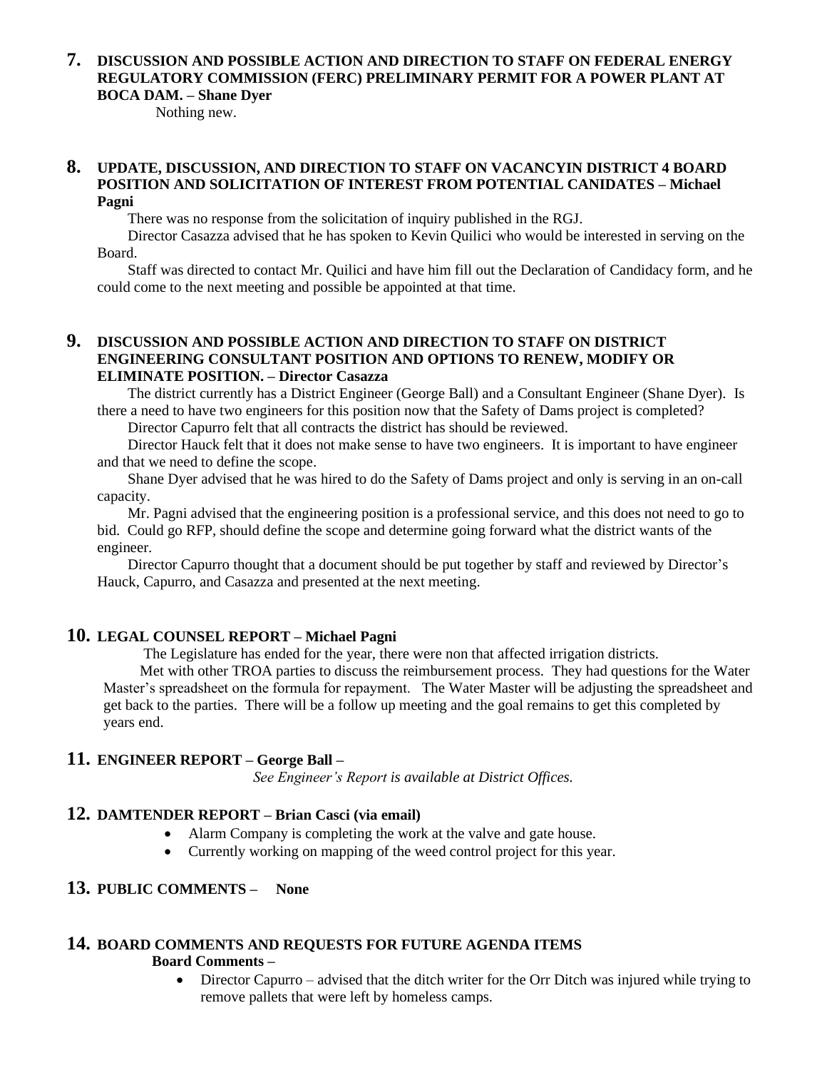**7. DISCUSSION AND POSSIBLE ACTION AND DIRECTION TO STAFF ON FEDERAL ENERGY REGULATORY COMMISSION (FERC) PRELIMINARY PERMIT FOR A POWER PLANT AT BOCA DAM. – Shane Dyer**

Nothing new.

**8. UPDATE, DISCUSSION, AND DIRECTION TO STAFF ON VACANCYIN DISTRICT 4 BOARD POSITION AND SOLICITATION OF INTEREST FROM POTENTIAL CANIDATES – Michael Pagni**

There was no response from the solicitation of inquiry published in the RGJ.

Director Casazza advised that he has spoken to Kevin Quilici who would be interested in serving on the Board.

Staff was directed to contact Mr. Quilici and have him fill out the Declaration of Candidacy form, and he could come to the next meeting and possible be appointed at that time.

**9. DISCUSSION AND POSSIBLE ACTION AND DIRECTION TO STAFF ON DISTRICT ENGINEERING CONSULTANT POSITION AND OPTIONS TO RENEW, MODIFY OR ELIMINATE POSITION. – Director Casazza**

The district currently has a District Engineer (George Ball) and a Consultant Engineer (Shane Dyer). Is there a need to have two engineers for this position now that the Safety of Dams project is completed?

Director Capurro felt that all contracts the district has should be reviewed.

Director Hauck felt that it does not make sense to have two engineers. It is important to have engineer and that we need to define the scope.

Shane Dyer advised that he was hired to do the Safety of Dams project and only is serving in an on-call capacity.

Mr. Pagni advised that the engineering position is a professional service, and this does not need to go to bid. Could go RFP, should define the scope and determine going forward what the district wants of the engineer.

Director Capurro thought that a document should be put together by staff and reviewed by Director's Hauck, Capurro, and Casazza and presented at the next meeting.

**10. LEGAL COUNSEL REPORT – Michael Pagni**

The Legislature has ended for the year, there were non that affected irrigation districts.

Met with other TROA parties to discuss the reimbursement process. They had questions for the Water Master's spreadsheet on the formula for repayment. The Water Master will be adjusting the spreadsheet and get back to the parties. There will be a follow up meeting and the goal remains to get this completed by years end.

**11. ENGINEER REPORT – George Ball –**

*See Engineer's Report is available at District Offices.*

**12. DAMTENDER REPORT – Brian Casci (via email)**

- Alarm Company is completing the work at the valve and gate house.
- Currently working on mapping of the weed control project for this year.

**13. PUBLIC COMMENTS – None**

**14. BOARD COMMENTS AND REQUESTS FOR FUTURE AGENDA ITEMS**

**Board Comments –**

- Director Capurro – advised that the ditch writer for the Orr Ditch was injured while trying to remove pallets that were left by homeless camps.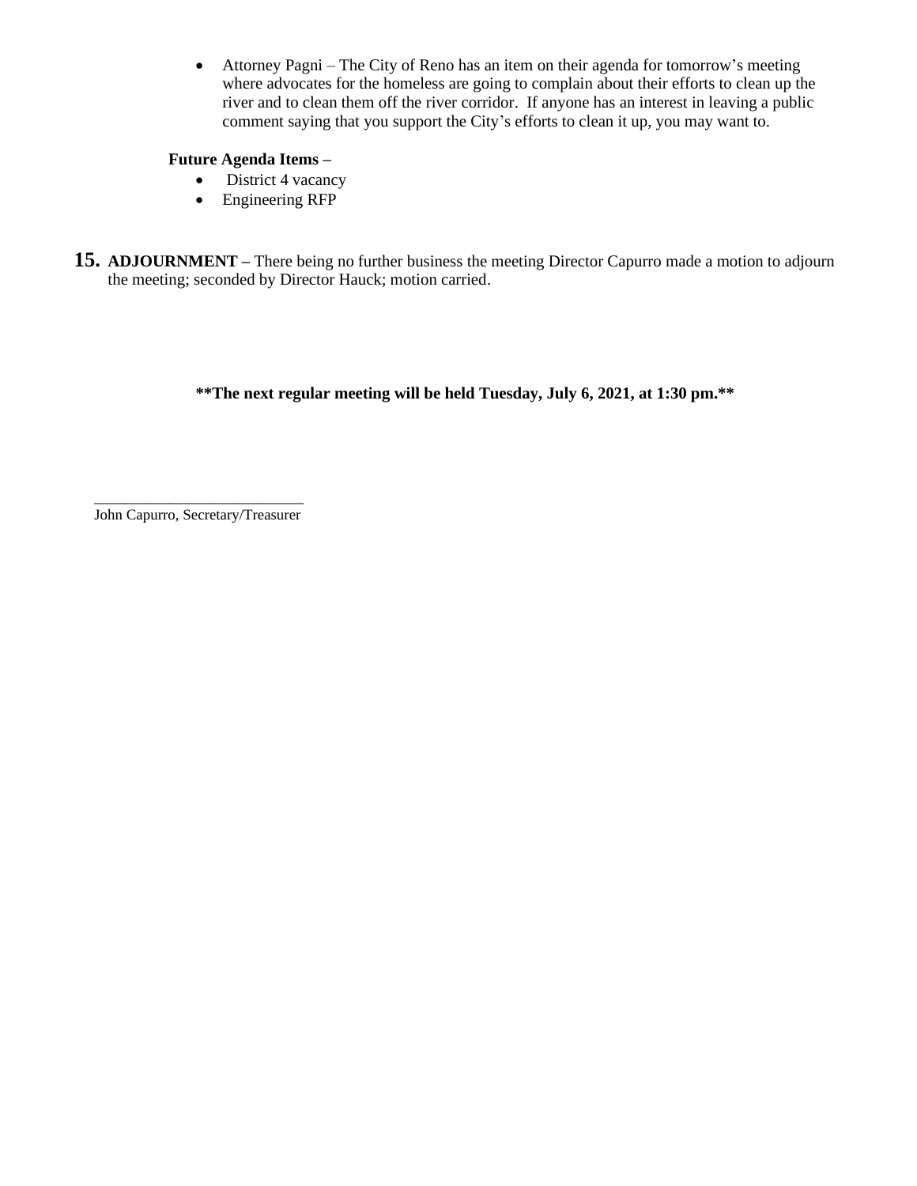- Attorney Pagni – The City of Reno has an item on their agenda for tomorrow's meeting where advocates for the homeless are going to complain about their efforts to clean up the river and to clean them off the river corridor. If anyone has an interest in leaving a public comment saying that you support the City's efforts to clean it up, you may want to.

**Future Agenda Items –**

- District 4 vacancy
- Engineering RFP

**15. ADJOURNMENT –** There being no further business the meeting Director Capurro made a motion to adjourn the meeting; seconded by Director Hauck; motion carried.

**\*\*The next regular meeting will be held Tuesday, July 6, 2021, at 1:30 pm.\*\***

\_\_\_\_\_\_\_\_\_\_\_\_\_\_\_\_\_\_\_\_\_\_\_\_\_\_\_\_

John Capurro, Secretary/Treasurer